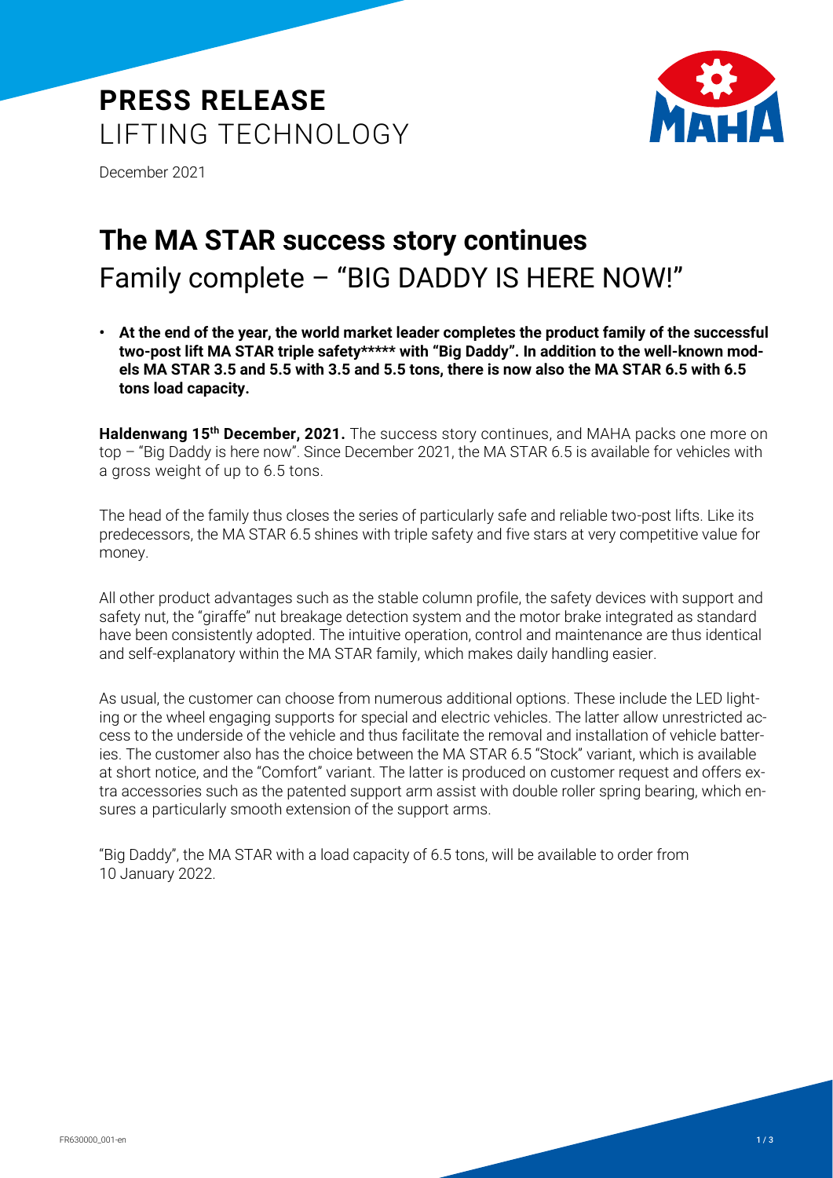# PRESS RELEASE
LIFTING TECHNOLOGY

December 2021

# The MA STAR success story continues
## Family complete – "BIG DADDY IS HERE NOW!"

- **At the end of the year, the world market leader completes the product family of the successful two-post lift MA STAR triple safety***** with "Big Daddy". In addition to the well-known models MA STAR 3.5 and 5.5 with 3.5 and 5.5 tons, there is now also the MA STAR 6.5 with 6.5 tons load capacity.**

**Haldenwang 15th December, 2021.** The success story continues, and MAHA packs one more on top – "Big Daddy is here now". Since December 2021, the MA STAR 6.5 is available for vehicles with a gross weight of up to 6.5 tons.

The head of the family thus closes the series of particularly safe and reliable two-post lifts. Like its predecessors, the MA STAR 6.5 shines with triple safety and five stars at very competitive value for money.

All other product advantages such as the stable column profile, the safety devices with support and safety nut, the "giraffe" nut breakage detection system and the motor brake integrated as standard have been consistently adopted. The intuitive operation, control and maintenance are thus identical and self-explanatory within the MA STAR family, which makes daily handling easier.

As usual, the customer can choose from numerous additional options. These include the LED lighting or the wheel engaging supports for special and electric vehicles. The latter allow unrestricted access to the underside of the vehicle and thus facilitate the removal and installation of vehicle batteries. The customer also has the choice between the MA STAR 6.5 "Stock" variant, which is available at short notice, and the "Comfort" variant. The latter is produced on customer request and offers extra accessories such as the patented support arm assist with double roller spring bearing, which ensures a particularly smooth extension of the support arms.

"Big Daddy", the MA STAR with a load capacity of 6.5 tons, will be available to order from 10 January 2022.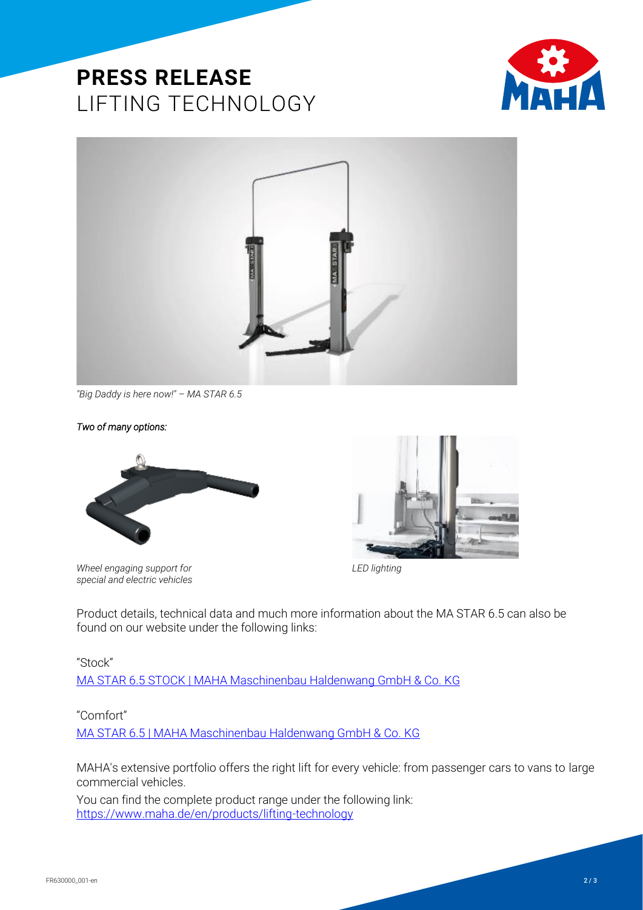# PRESS RELEASE
LIFTING TECHNOLOGY

*"Big Daddy is here now!" – MA STAR 6.5*

*Two of many options:*

*Wheel engaging support for special and electric vehicles*

*LED lighting*

Product details, technical data and much more information about the MA STAR 6.5 can also be found on our website under the following links:

"Stock"
[MA STAR 6.5 STOCK | MAHA Maschinenbau Haldenwang GmbH & Co. KG]

"Comfort"
[MA STAR 6.5 | MAHA Maschinenbau Haldenwang GmbH & Co. KG]

MAHA's extensive portfolio offers the right lift for every vehicle: from passenger cars to vans to large commercial vehicles.

You can find the complete product range under the following link:
https://www.maha.de/en/products/lifting-technology

FR630000_001-en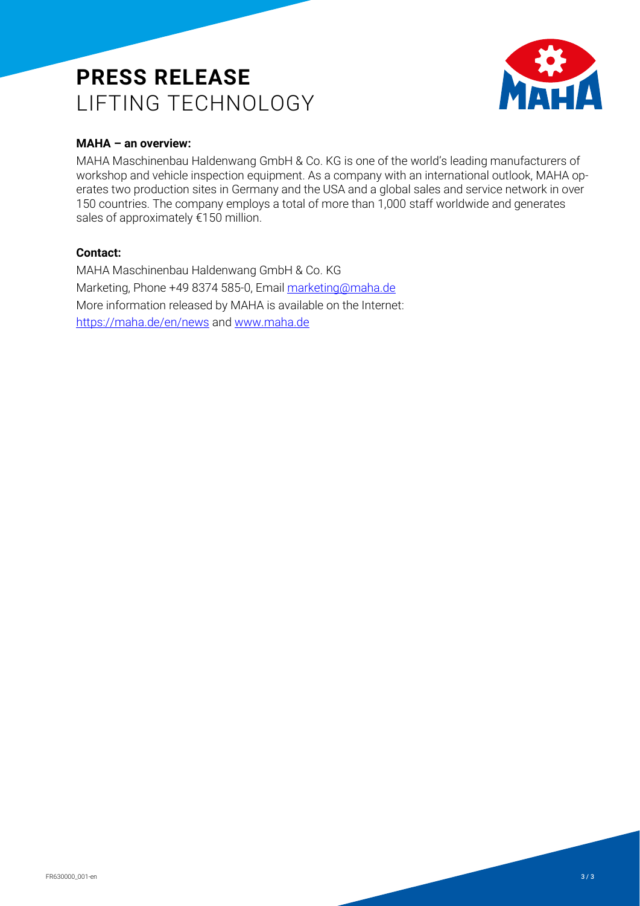**MAHA – an overview:**

MAHA Maschinenbau Haldenwang GmbH & Co. KG is one of the world's leading manufacturers of workshop and vehicle inspection equipment. As a company with an international outlook, MAHA operates two production sites in Germany and the USA and a global sales and service network in over 150 countries. The company employs a total of more than 1,000 staff worldwide and generates sales of approximately €150 million.

**Contact:**

MAHA Maschinenbau Haldenwang GmbH & Co. KG
Marketing, Phone +49 8374 585-0, Email marketing@maha.de
More information released by MAHA is available on the Internet:
https://maha.de/en/news and www.maha.de